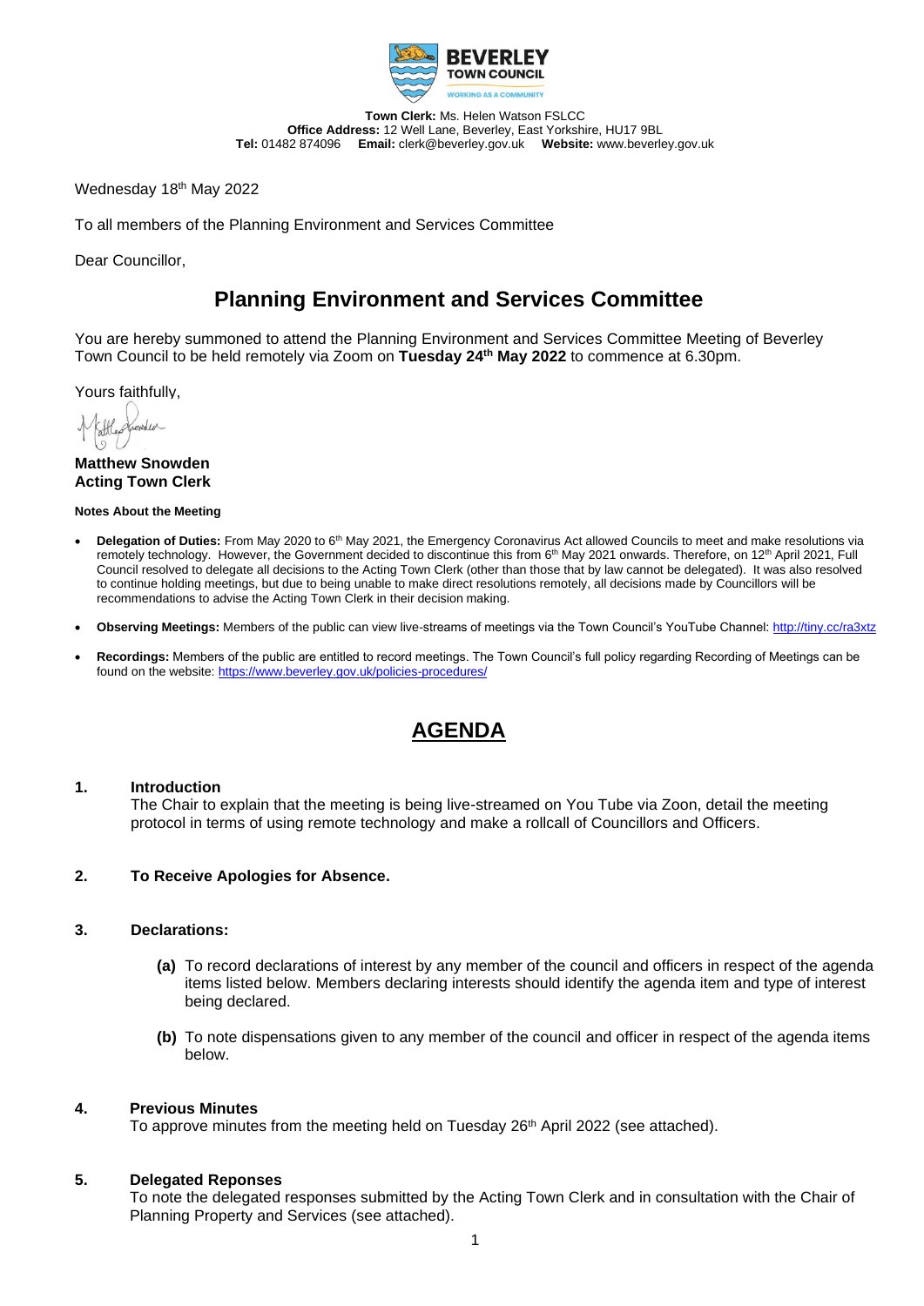**BEVERLEY TOWN COUNCIL**
WORKING AS A COMMUNITY

**Town Clerk:** Ms. Helen Watson FSLCC
**Office Address:** 12 Well Lane, Beverley, East Yorkshire, HU17 9BL
**Tel:** 01482 874096 **Email:** clerk@beverley.gov.uk **Website:** www.beverley.gov.uk

Wednesday 18th May 2022

To all members of the Planning Environment and Services Committee

Dear Councillor,

# Planning Environment and Services Committee

You are hereby summoned to attend the Planning Environment and Services Committee Meeting of Beverley Town Council to be held remotely via Zoom on **Tuesday 24th May 2022** to commence at 6.30pm.

Yours faithfully,

**Matthew Snowden**
**Acting Town Clerk**

**Notes About the Meeting**

- **Delegation of Duties:** From May 2020 to 6th May 2021, the Emergency Coronavirus Act allowed Councils to meet and make resolutions via remotely technology. However, the Government decided to discontinue this from 6th May 2021 onwards. Therefore, on 12th April 2021, Full Council resolved to delegate all decisions to the Acting Town Clerk (other than those that by law cannot be delegated). It was also resolved to continue holding meetings, but due to being unable to make direct resolutions remotely, all decisions made by Councillors will be recommendations to advise the Acting Town Clerk in their decision making.
- **Observing Meetings:** Members of the public can view live-streams of meetings via the Town Council's YouTube Channel: http://tiny.cc/ra3xtz
- **Recordings:** Members of the public are entitled to record meetings. The Town Council's full policy regarding Recording of Meetings can be found on the website: https://www.beverley.gov.uk/policies-procedures/

# AGENDA

**1. Introduction**
The Chair to explain that the meeting is being live-streamed on You Tube via Zoon, detail the meeting protocol in terms of using remote technology and make a rollcall of Councillors and Officers.

**2. To Receive Apologies for Absence.**

**3. Declarations:**

**(a)** To record declarations of interest by any member of the council and officers in respect of the agenda items listed below. Members declaring interests should identify the agenda item and type of interest being declared.

**(b)** To note dispensations given to any member of the council and officer in respect of the agenda items below.

**4. Previous Minutes**
To approve minutes from the meeting held on Tuesday 26th April 2022 (see attached).

**5. Delegated Reponses**
To note the delegated responses submitted by the Acting Town Clerk and in consultation with the Chair of Planning Property and Services (see attached).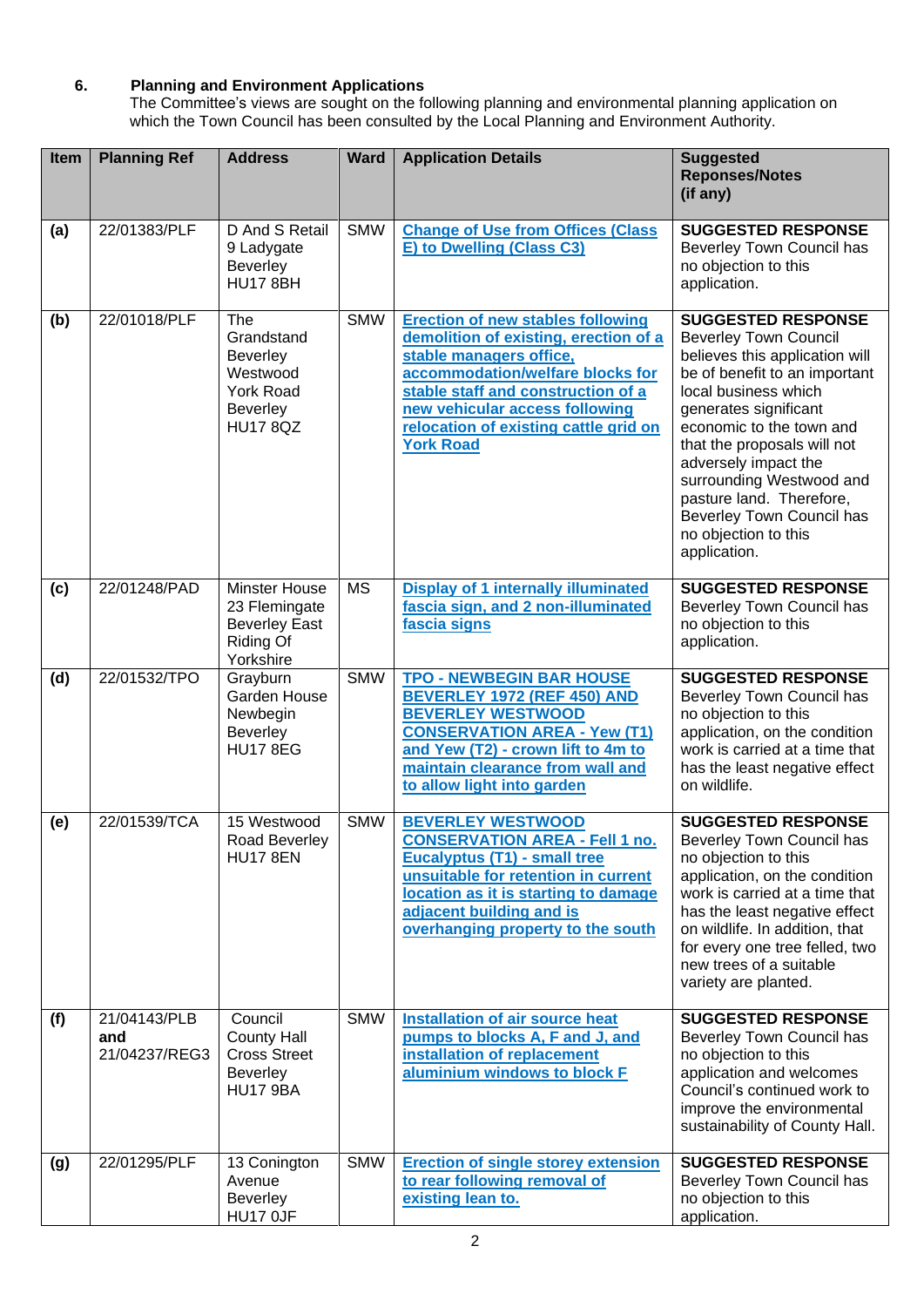## 6. Planning and Environment Applications

The Committee's views are sought on the following planning and environmental planning application on which the Town Council has been consulted by the Local Planning and Environment Authority.

| Item | Planning Ref | Address | Ward | Application Details | Suggested Reponses/Notes (if any) |
|---|---|---|---|---|---|
| **(a)** | 22/01383/PLF | D And S Retail 9 Ladygate Beverley HU17 8BH | SMW | **Change of Use from Offices (Class E) to Dwelling (Class C3)** | **SUGGESTED RESPONSE** Beverley Town Council has no objection to this application. |
| **(b)** | 22/01018/PLF | The Grandstand Beverley Westwood York Road Beverley HU17 8QZ | SMW | **Erection of new stables following demolition of existing, erection of a stable managers office, accommodation/welfare blocks for stable staff and construction of a new vehicular access following relocation of existing cattle grid on York Road** | **SUGGESTED RESPONSE** Beverley Town Council believes this application will be of benefit to an important local business which generates significant economic to the town and that the proposals will not adversely impact the surrounding Westwood and pasture land. Therefore, Beverley Town Council has no objection to this application. |
| **(c)** | 22/01248/PAD | Minster House 23 Flemingate Beverley East Riding Of Yorkshire | MS | **Display of 1 internally illuminated fascia sign, and 2 non-illuminated fascia signs** | **SUGGESTED RESPONSE** Beverley Town Council has no objection to this application. |
| **(d)** | 22/01532/TPO | Grayburn Garden House Newbegin Beverley HU17 8EG | SMW | **TPO - NEWBEGIN BAR HOUSE BEVERLEY 1972 (REF 450) AND BEVERLEY WESTWOOD CONSERVATION AREA - Yew (T1) and Yew (T2) - crown lift to 4m to maintain clearance from wall and to allow light into garden** | **SUGGESTED RESPONSE** Beverley Town Council has no objection to this application, on the condition work is carried at a time that has the least negative effect on wildlife. |
| **(e)** | 22/01539/TCA | 15 Westwood Road Beverley HU17 8EN | SMW | **BEVERLEY WESTWOOD CONSERVATION AREA - Fell 1 no. Eucalyptus (T1) - small tree unsuitable for retention in current location as it is starting to damage adjacent building and is overhanging property to the south** | **SUGGESTED RESPONSE** Beverley Town Council has no objection to this application, on the condition work is carried at a time that has the least negative effect on wildlife. In addition, that for every one tree felled, two new trees of a suitable variety are planted. |
| **(f)** | 21/04143/PLB **and** 21/04237/REG3 | Council County Hall Cross Street Beverley HU17 9BA | SMW | **Installation of air source heat pumps to blocks A, F and J, and installation of replacement aluminium windows to block F** | **SUGGESTED RESPONSE** Beverley Town Council has no objection to this application and welcomes Council's continued work to improve the environmental sustainability of County Hall. |
| **(g)** | 22/01295/PLF | 13 Conington Avenue Beverley HU17 0JF | SMW | **Erection of single storey extension to rear following removal of existing lean to.** | **SUGGESTED RESPONSE** Beverley Town Council has no objection to this application. |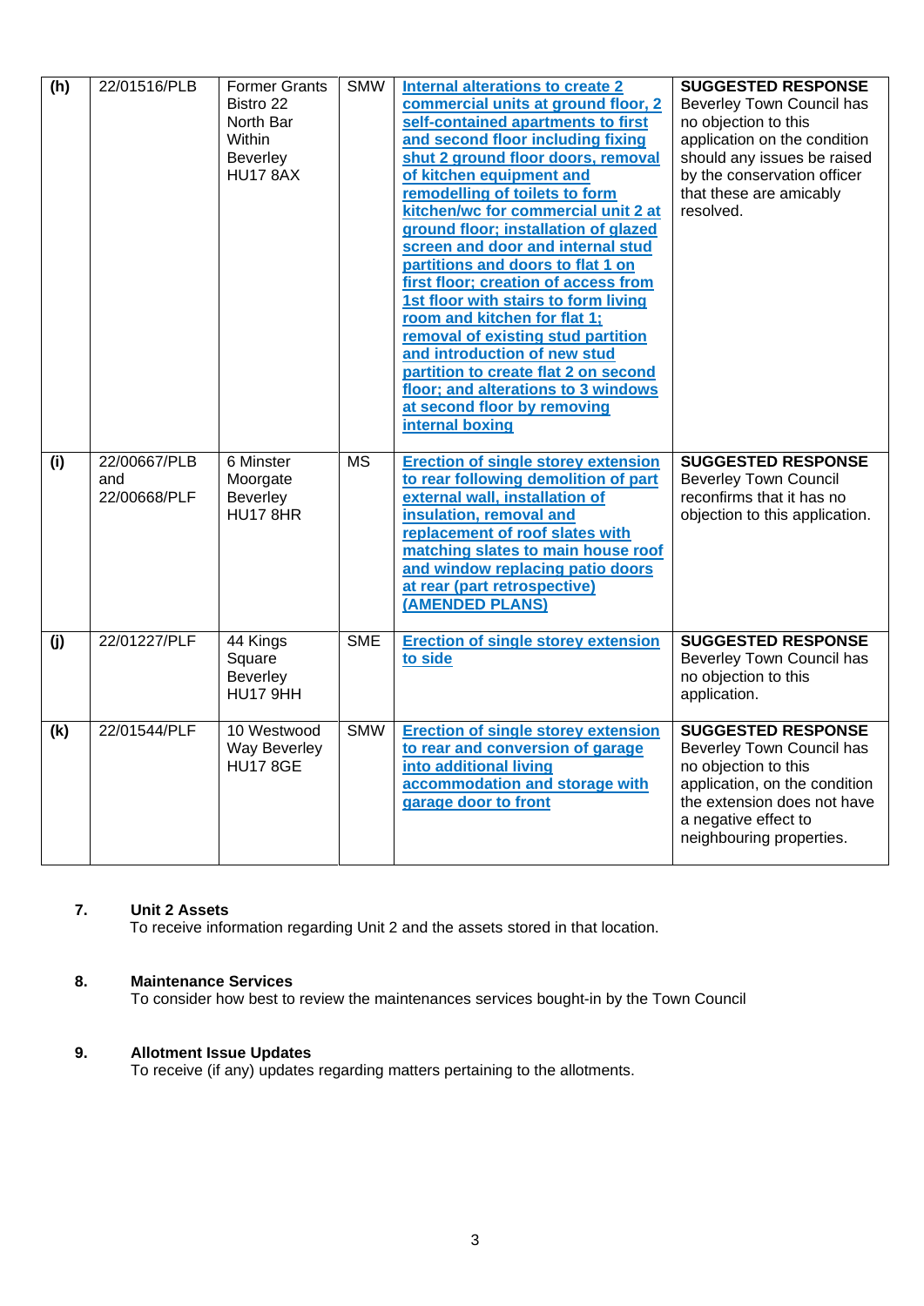| **(h)** | 22/01516/PLB | Former Grants Bistro 22 North Bar Within Beverley HU17 8AX | SMW | **Internal alterations to create 2 commercial units at ground floor, 2 self-contained apartments to first and second floor including fixing shut 2 ground floor doors, removal of kitchen equipment and remodelling of toilets to form kitchen/wc for commercial unit 2 at ground floor; installation of glazed screen and door and internal stud partitions and doors to flat 1 on first floor; creation of access from 1st floor with stairs to form living room and kitchen for flat 1; removal of existing stud partition and introduction of new stud partition to create flat 2 on second floor; and alterations to 3 windows at second floor by removing internal boxing** | **SUGGESTED RESPONSE** Beverley Town Council has no objection to this application on the condition should any issues be raised by the conservation officer that these are amicably resolved. |
|---|---|---|---|---|---|
| **(i)** | 22/00667/PLB and 22/00668/PLF | 6 Minster Moorgate Beverley HU17 8HR | MS | **Erection of single storey extension to rear following demolition of part external wall, installation of insulation, removal and replacement of roof slates with matching slates to main house roof and window replacing patio doors at rear (part retrospective) (AMENDED PLANS)** | **SUGGESTED RESPONSE** Beverley Town Council reconfirms that it has no objection to this application. |
| **(j)** | 22/01227/PLF | 44 Kings Square Beverley HU17 9HH | SME | **Erection of single storey extension to side** | **SUGGESTED RESPONSE** Beverley Town Council has no objection to this application. |
| **(k)** | 22/01544/PLF | 10 Westwood Way Beverley HU17 8GE | SMW | **Erection of single storey extension to rear and conversion of garage into additional living accommodation and storage with garage door to front** | **SUGGESTED RESPONSE** Beverley Town Council has no objection to this application, on the condition the extension does not have a negative effect to neighbouring properties. |

**7. Unit 2 Assets**

To receive information regarding Unit 2 and the assets stored in that location.

**8. Maintenance Services**

To consider how best to review the maintenances services bought-in by the Town Council

**9. Allotment Issue Updates**

To receive (if any) updates regarding matters pertaining to the allotments.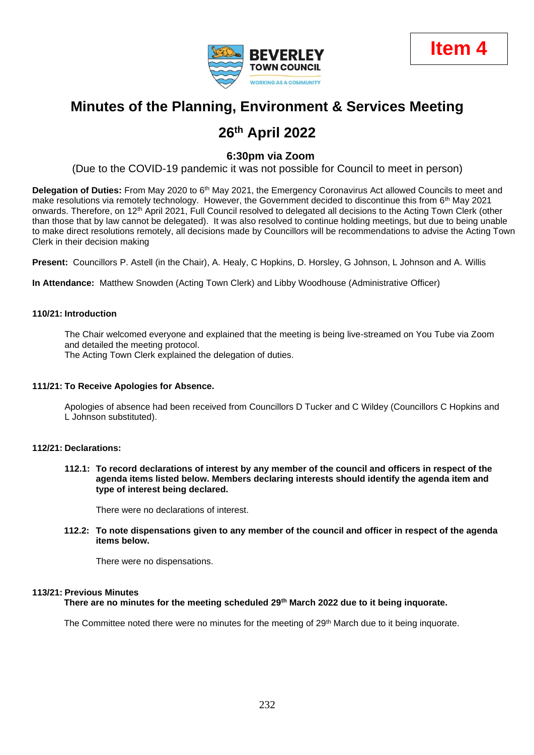**Item 4**

# Minutes of the Planning, Environment & Services Meeting

## 26th April 2022

### 6:30pm via Zoom

(Due to the COVID-19 pandemic it was not possible for Council to meet in person)

**Delegation of Duties:** From May 2020 to 6th May 2021, the Emergency Coronavirus Act allowed Councils to meet and make resolutions via remotely technology. However, the Government decided to discontinue this from 6th May 2021 onwards. Therefore, on 12th April 2021, Full Council resolved to delegated all decisions to the Acting Town Clerk (other than those that by law cannot be delegated). It was also resolved to continue holding meetings, but due to being unable to make direct resolutions remotely, all decisions made by Councillors will be recommendations to advise the Acting Town Clerk in their decision making

**Present:** Councillors P. Astell (in the Chair), A. Healy, C Hopkins, D. Horsley, G Johnson, L Johnson and A. Willis

**In Attendance:** Matthew Snowden (Acting Town Clerk) and Libby Woodhouse (Administrative Officer)

**110/21: Introduction**

The Chair welcomed everyone and explained that the meeting is being live-streamed on You Tube via Zoom and detailed the meeting protocol.
The Acting Town Clerk explained the delegation of duties.

**111/21: To Receive Apologies for Absence.**

Apologies of absence had been received from Councillors D Tucker and C Wildey (Councillors C Hopkins and L Johnson substituted).

**112/21: Declarations:**

**112.1: To record declarations of interest by any member of the council and officers in respect of the agenda items listed below. Members declaring interests should identify the agenda item and type of interest being declared.**

There were no declarations of interest.

**112.2: To note dispensations given to any member of the council and officer in respect of the agenda items below.**

There were no dispensations.

**113/21: Previous Minutes**
**There are no minutes for the meeting scheduled 29th March 2022 due to it being inquorate.**

The Committee noted there were no minutes for the meeting of 29th March due to it being inquorate.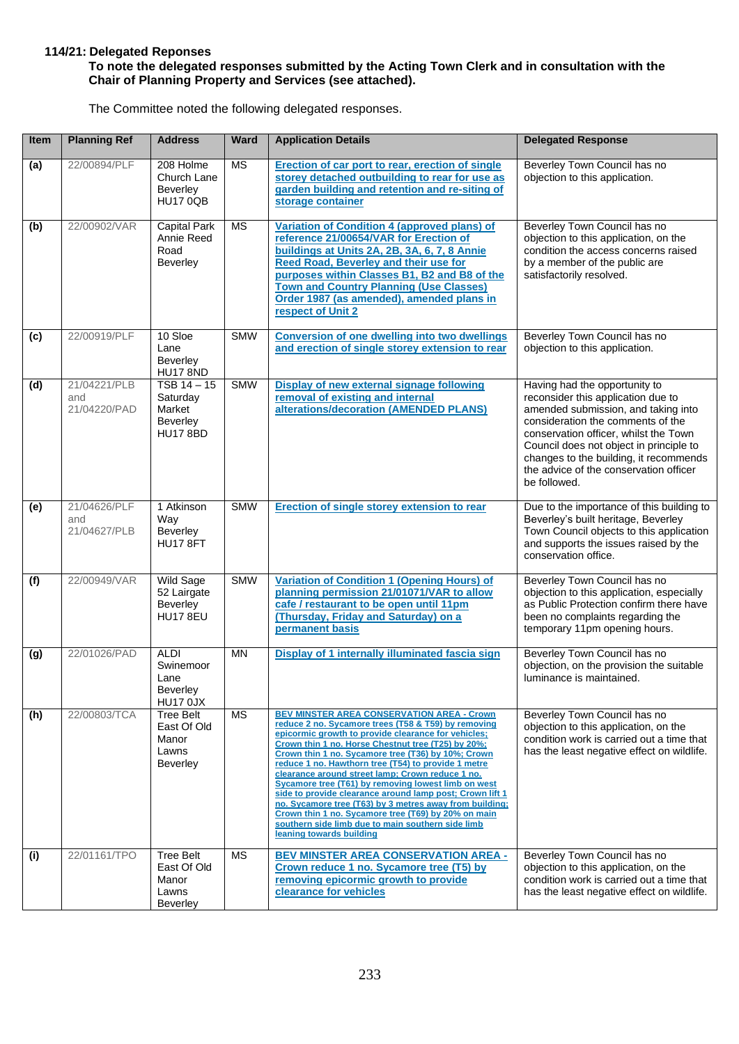**114/21: Delegated Reponses**

**To note the delegated responses submitted by the Acting Town Clerk and in consultation with the Chair of Planning Property and Services (see attached).**

The Committee noted the following delegated responses.

| Item | Planning Ref | Address | Ward | Application Details | Delegated Response |
|---|---|---|---|---|---|
| **(a)** | 22/00894/PLF | 208 Holme Church Lane Beverley HU17 0QB | MS | Erection of car port to rear, erection of single storey detached outbuilding to rear for use as garden building and retention and re-siting of storage container | Beverley Town Council has no objection to this application. |
| **(b)** | 22/00902/VAR | Capital Park Annie Reed Road Beverley | MS | Variation of Condition 4 (approved plans) of reference 21/00654/VAR for Erection of buildings at Units 2A, 2B, 3A, 6, 7, 8 Annie Reed Road, Beverley and their use for purposes within Classes B1, B2 and B8 of the Town and Country Planning (Use Classes) Order 1987 (as amended), amended plans in respect of Unit 2 | Beverley Town Council has no objection to this application, on the condition the access concerns raised by a member of the public are satisfactorily resolved. |
| **(c)** | 22/00919/PLF | 10 Sloe Lane Beverley HU17 8ND | SMW | Conversion of one dwelling into two dwellings and erection of single storey extension to rear | Beverley Town Council has no objection to this application. |
| **(d)** | 21/04221/PLB and 21/04220/PAD | TSB 14 – 15 Saturday Market Beverley HU17 8BD | SMW | Display of new external signage following removal of existing and internal alterations/decoration (AMENDED PLANS) | Having had the opportunity to reconsider this application due to amended submission, and taking into consideration the comments of the conservation officer, whilst the Town Council does not object in principle to changes to the building, it recommends the advice of the conservation officer be followed. |
| **(e)** | 21/04626/PLF and 21/04627/PLB | 1 Atkinson Way Beverley HU17 8FT | SMW | Erection of single storey extension to rear | Due to the importance of this building to Beverley's built heritage, Beverley Town Council objects to this application and supports the issues raised by the conservation office. |
| **(f)** | 22/00949/VAR | Wild Sage 52 Lairgate Beverley HU17 8EU | SMW | Variation of Condition 1 (Opening Hours) of planning permission 21/01071/VAR to allow cafe / restaurant to be open until 11pm (Thursday, Friday and Saturday) on a permanent basis | Beverley Town Council has no objection to this application, especially as Public Protection confirm there have been no complaints regarding the temporary 11pm opening hours. |
| **(g)** | 22/01026/PAD | ALDI Swinemoor Lane Beverley HU17 0JX | MN | Display of 1 internally illuminated fascia sign | Beverley Town Council has no objection, on the provision the suitable luminance is maintained. |
| **(h)** | 22/00803/TCA | Tree Belt East Of Old Manor Lawns Beverley | MS | BEV MINSTER AREA CONSERVATION AREA - Crown reduce 2 no. Sycamore trees (T58 & T59) by removing epicormic growth to provide clearance for vehicles; Crown thin 1 no. Horse Chestnut tree (T25) by 20%; Crown thin 1 no. Sycamore tree (T36) by 10%; Crown reduce 1 no. Hawthorn tree (T54) to provide 1 metre clearance around street lamp; Crown reduce 1 no. Sycamore tree (T61) by removing lowest limb on west side to provide clearance around lamp post; Crown lift 1 no. Sycamore tree (T63) by 3 metres away from building; Crown thin 1 no. Sycamore tree (T69) by 20% on main southern side limb due to main southern side limb leaning towards building | Beverley Town Council has no objection to this application, on the condition work is carried out a time that has the least negative effect on wildlife. |
| **(i)** | 22/01161/TPO | Tree Belt East Of Old Manor Lawns Beverley | MS | BEV MINSTER AREA CONSERVATION AREA - Crown reduce 1 no. Sycamore tree (T5) by removing epicormic growth to provide clearance for vehicles | Beverley Town Council has no objection to this application, on the condition work is carried out a time that has the least negative effect on wildlife. |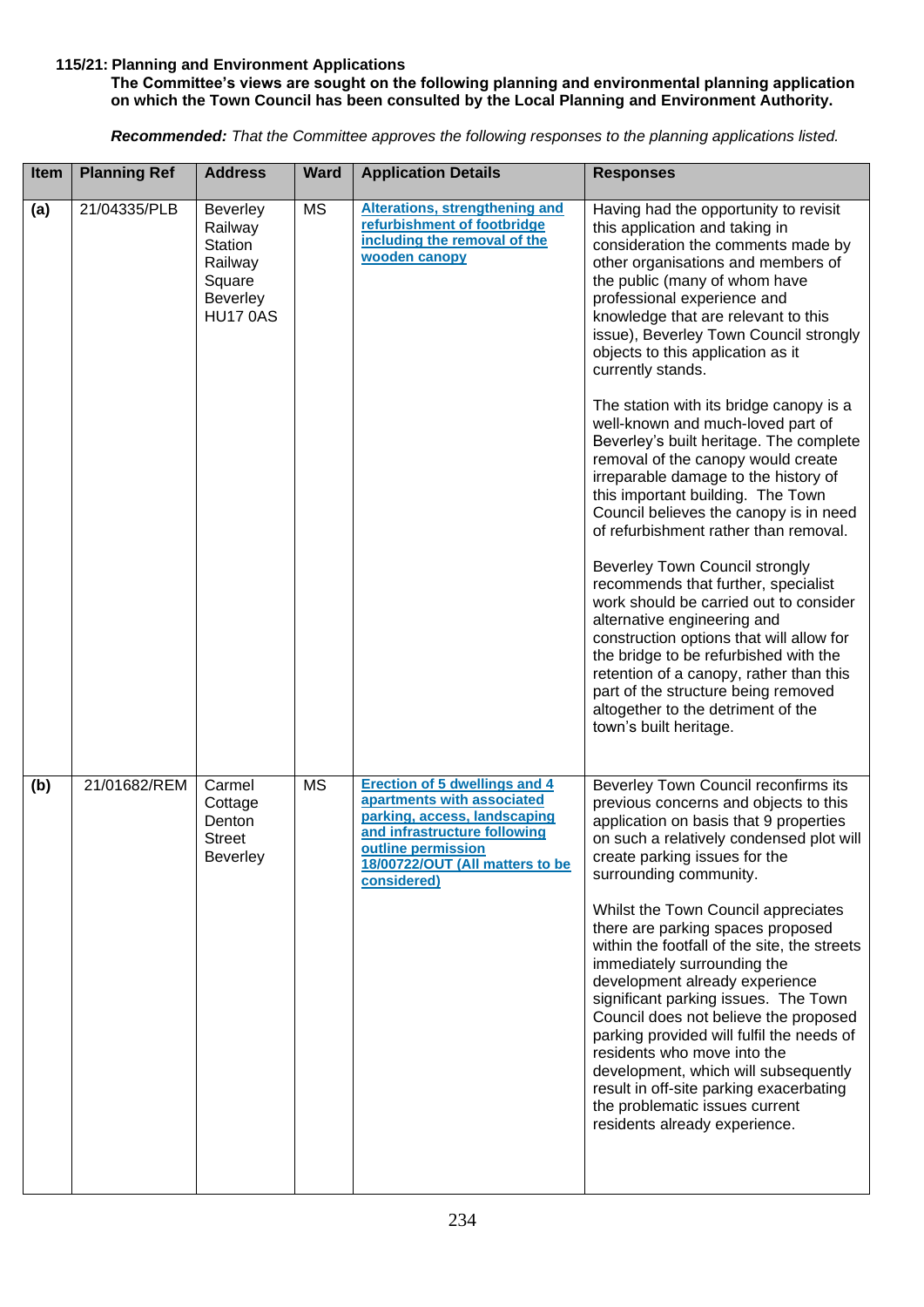**115/21: Planning and Environment Applications**
**The Committee's views are sought on the following planning and environmental planning application on which the Town Council has been consulted by the Local Planning and Environment Authority.**

***Recommended:*** *That the Committee approves the following responses to the planning applications listed.*

| Item | Planning Ref | Address | Ward | Application Details | Responses |
|---|---|---|---|---|---|
| **(a)** | 21/04335/PLB | Beverley Railway Station Railway Square Beverley HU17 0AS | MS | **Alterations, strengthening and refurbishment of footbridge including the removal of the wooden canopy** | Having had the opportunity to revisit this application and taking in consideration the comments made by other organisations and members of the public (many of whom have professional experience and knowledge that are relevant to this issue), Beverley Town Council strongly objects to this application as it currently stands.<br><br>The station with its bridge canopy is a well-known and much-loved part of Beverley's built heritage. The complete removal of the canopy would create irreparable damage to the history of this important building. The Town Council believes the canopy is in need of refurbishment rather than removal.<br><br>Beverley Town Council strongly recommends that further, specialist work should be carried out to consider alternative engineering and construction options that will allow for the bridge to be refurbished with the retention of a canopy, rather than this part of the structure being removed altogether to the detriment of the town's built heritage. |
| **(b)** | 21/01682/REM | Carmel Cottage Denton Street Beverley | MS | **Erection of 5 dwellings and 4 apartments with associated parking, access, landscaping and infrastructure following outline permission 18/00722/OUT (All matters to be considered)** | Beverley Town Council reconfirms its previous concerns and objects to this application on basis that 9 properties on such a relatively condensed plot will create parking issues for the surrounding community.<br><br>Whilst the Town Council appreciates there are parking spaces proposed within the footfall of the site, the streets immediately surrounding the development already experience significant parking issues. The Town Council does not believe the proposed parking provided will fulfil the needs of residents who move into the development, which will subsequently result in off-site parking exacerbating the problematic issues current residents already experience. |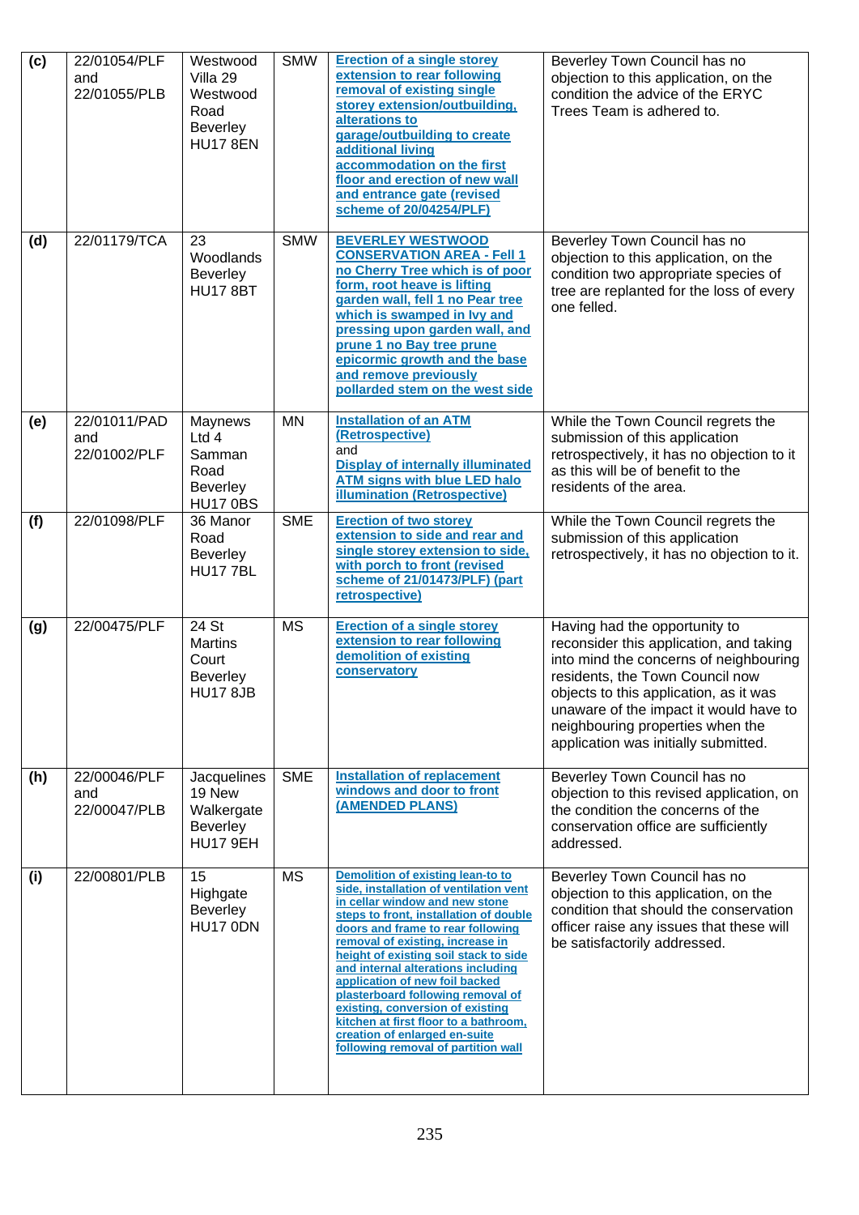| (c) | 22/01054/PLF and 22/01055/PLB | Westwood Villa 29 Westwood Road Beverley HU17 8EN | SMW | **Erection of a single storey extension to rear following removal of existing single storey extension/outbuilding, alterations to garage/outbuilding to create additional living accommodation on the first floor and erection of new wall and entrance gate (revised scheme of 20/04254/PLF)** | Beverley Town Council has no objection to this application, on the condition the advice of the ERYC Trees Team is adhered to. |
|---|---|---|---|---|---|
| (d) | 22/01179/TCA | 23 Woodlands Beverley HU17 8BT | SMW | **BEVERLEY WESTWOOD CONSERVATION AREA - Fell 1 no Cherry Tree which is of poor form, root heave is lifting garden wall, fell 1 no Pear tree which is swamped in Ivy and pressing upon garden wall, and prune 1 no Bay tree prune epicormic growth and the base and remove previously pollarded stem on the west side** | Beverley Town Council has no objection to this application, on the condition two appropriate species of tree are replanted for the loss of every one felled. |
| (e) | 22/01011/PAD and 22/01002/PLF | Maynews Ltd 4 Samman Road Beverley HU17 0BS | MN | **Installation of an ATM (Retrospective)** and **Display of internally illuminated ATM signs with blue LED halo illumination (Retrospective)** | While the Town Council regrets the submission of this application retrospectively, it has no objection to it as this will be of benefit to the residents of the area. |
| (f) | 22/01098/PLF | 36 Manor Road Beverley HU17 7BL | SME | **Erection of two storey extension to side and rear and single storey extension to side, with porch to front (revised scheme of 21/01473/PLF) (part retrospective)** | While the Town Council regrets the submission of this application retrospectively, it has no objection to it. |
| (g) | 22/00475/PLF | 24 St Martins Court Beverley HU17 8JB | MS | **Erection of a single storey extension to rear following demolition of existing conservatory** | Having had the opportunity to reconsider this application, and taking into mind the concerns of neighbouring residents, the Town Council now objects to this application, as it was unaware of the impact it would have to neighbouring properties when the application was initially submitted. |
| (h) | 22/00046/PLF and 22/00047/PLB | Jacquelines 19 New Walkergate Beverley HU17 9EH | SME | **Installation of replacement windows and door to front (AMENDED PLANS)** | Beverley Town Council has no objection to this revised application, on the condition the concerns of the conservation office are sufficiently addressed. |
| (i) | 22/00801/PLB | 15 Highgate Beverley HU17 0DN | MS | **Demolition of existing lean-to to side, installation of ventilation vent in cellar window and new stone steps to front, installation of double doors and frame to rear following removal of existing, increase in height of existing soil stack to side and internal alterations including application of new foil backed plasterboard following removal of existing, conversion of existing kitchen at first floor to a bathroom, creation of enlarged en-suite following removal of partition wall** | Beverley Town Council has no objection to this application, on the condition that should the conservation officer raise any issues that these will be satisfactorily addressed. |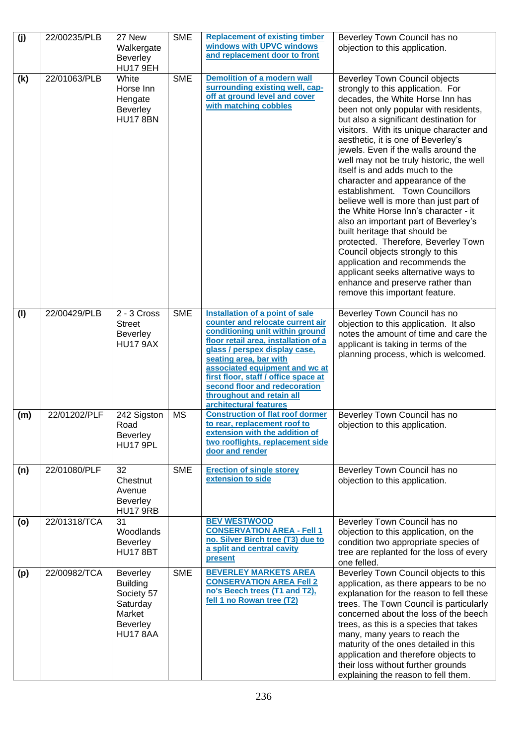| | | | | | |
|---|---|---|---|---|---|
| **(j)** | 22/00235/PLB | 27 New Walkergate Beverley HU17 9EH | SME | **Replacement of existing timber windows with UPVC windows and replacement door to front** | Beverley Town Council has no objection to this application. |
| **(k)** | 22/01063/PLB | White Horse Inn Hengate Beverley HU17 8BN | SME | **Demolition of a modern wall surrounding existing well, cap-off at ground level and cover with matching cobbles** | Beverley Town Council objects strongly to this application. For decades, the White Horse Inn has been not only popular with residents, but also a significant destination for visitors. With its unique character and aesthetic, it is one of Beverley's jewels. Even if the walls around the well may not be truly historic, the well itself is and adds much to the character and appearance of the establishment. Town Councillors believe well is more than just part of the White Horse Inn's character - it also an important part of Beverley's built heritage that should be protected. Therefore, Beverley Town Council objects strongly to this application and recommends the applicant seeks alternative ways to enhance and preserve rather than remove this important feature. |
| **(l)** | 22/00429/PLB | 2 - 3 Cross Street Beverley HU17 9AX | SME | **Installation of a point of sale counter and relocate current air conditioning unit within ground floor retail area, installation of a glass / perspex display case, seating area, bar with associated equipment and wc at first floor, staff / office space at second floor and redecoration throughout and retain all architectural features** | Beverley Town Council has no objection to this application. It also notes the amount of time and care the applicant is taking in terms of the planning process, which is welcomed. |
| **(m)** | 22/01202/PLF | 242 Sigston Road Beverley HU17 9PL | MS | **Construction of flat roof dormer to rear, replacement roof to extension with the addition of two rooflights, replacement side door and render** | Beverley Town Council has no objection to this application. |
| **(n)** | 22/01080/PLF | 32 Chestnut Avenue Beverley HU17 9RB | SME | **Erection of single storey extension to side** | Beverley Town Council has no objection to this application. |
| **(o)** | 22/01318/TCA | 31 Woodlands Beverley HU17 8BT | | **BEV WESTWOOD CONSERVATION AREA - Fell 1 no. Silver Birch tree (T3) due to a split and central cavity present** | Beverley Town Council has no objection to this application, on the condition two appropriate species of tree are replanted for the loss of every one felled. |
| **(p)** | 22/00982/TCA | Beverley Building Society 57 Saturday Market Beverley HU17 8AA | SME | **BEVERLEY MARKETS AREA CONSERVATION AREA Fell 2 no's Beech trees (T1 and T2), fell 1 no Rowan tree (T2)** | Beverley Town Council objects to this application, as there appears to be no explanation for the reason to fell these trees. The Town Council is particularly concerned about the loss of the beech trees, as this is a species that takes many, many years to reach the maturity of the ones detailed in this application and therefore objects to their loss without further grounds explaining the reason to fell them. |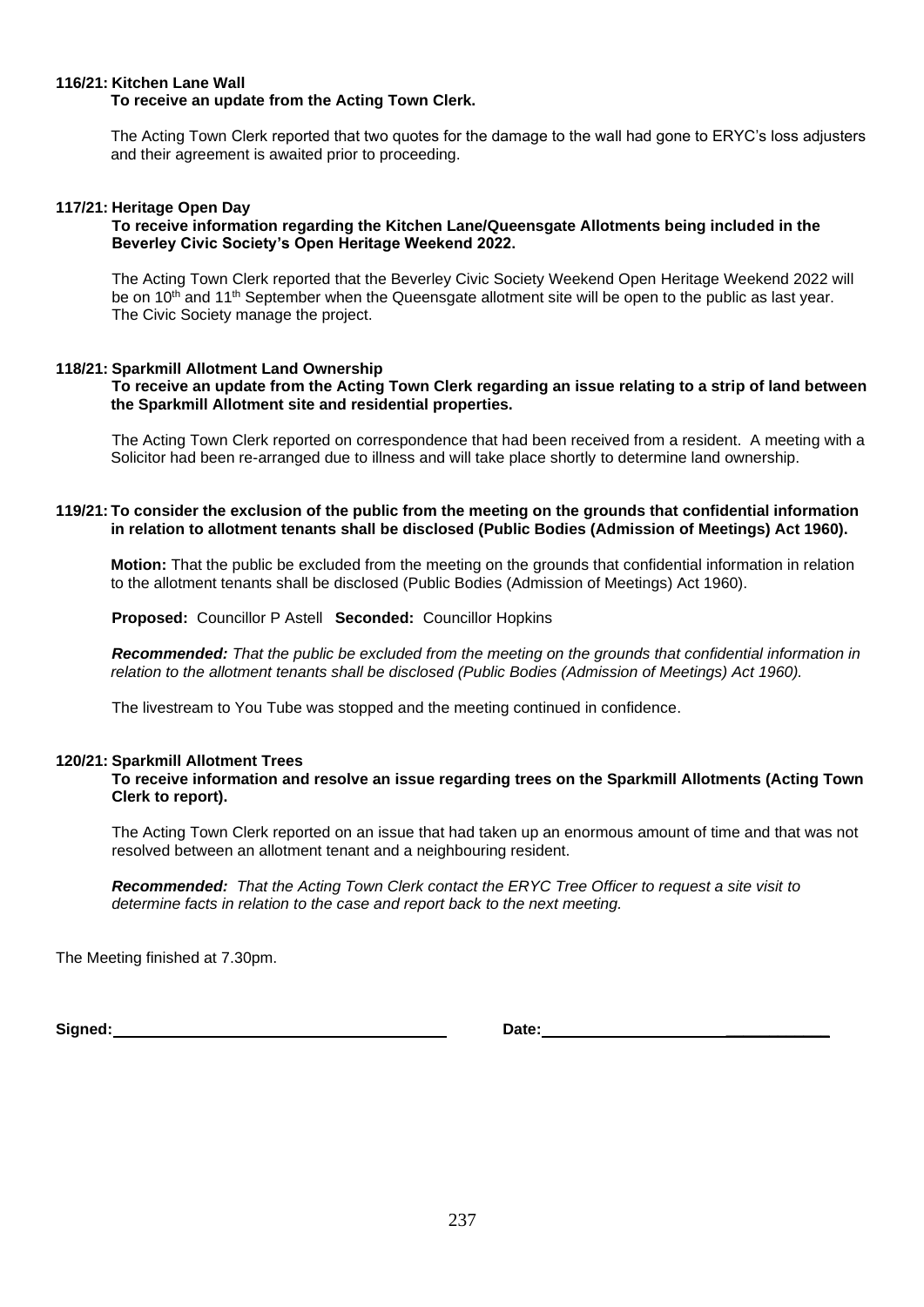**116/21: Kitchen Lane Wall**

**To receive an update from the Acting Town Clerk.**

The Acting Town Clerk reported that two quotes for the damage to the wall had gone to ERYC's loss adjusters and their agreement is awaited prior to proceeding.

**117/21: Heritage Open Day**

**To receive information regarding the Kitchen Lane/Queensgate Allotments being included in the Beverley Civic Society's Open Heritage Weekend 2022.**

The Acting Town Clerk reported that the Beverley Civic Society Weekend Open Heritage Weekend 2022 will be on 10th and 11th September when the Queensgate allotment site will be open to the public as last year. The Civic Society manage the project.

**118/21: Sparkmill Allotment Land Ownership**

**To receive an update from the Acting Town Clerk regarding an issue relating to a strip of land between the Sparkmill Allotment site and residential properties.**

The Acting Town Clerk reported on correspondence that had been received from a resident. A meeting with a Solicitor had been re-arranged due to illness and will take place shortly to determine land ownership.

**119/21: To consider the exclusion of the public from the meeting on the grounds that confidential information in relation to allotment tenants shall be disclosed (Public Bodies (Admission of Meetings) Act 1960).**

**Motion:** That the public be excluded from the meeting on the grounds that confidential information in relation to the allotment tenants shall be disclosed (Public Bodies (Admission of Meetings) Act 1960).

**Proposed:** Councillor P Astell **Seconded:** Councillor Hopkins

***Recommended:*** *That the public be excluded from the meeting on the grounds that confidential information in relation to the allotment tenants shall be disclosed (Public Bodies (Admission of Meetings) Act 1960).*

The livestream to You Tube was stopped and the meeting continued in confidence.

**120/21: Sparkmill Allotment Trees**

**To receive information and resolve an issue regarding trees on the Sparkmill Allotments (Acting Town Clerk to report).**

The Acting Town Clerk reported on an issue that had taken up an enormous amount of time and that was not resolved between an allotment tenant and a neighbouring resident.

***Recommended:*** *That the Acting Town Clerk contact the ERYC Tree Officer to request a site visit to determine facts in relation to the case and report back to the next meeting.*

The Meeting finished at 7.30pm.

**Signed:** ______________________ **Date:** ______________________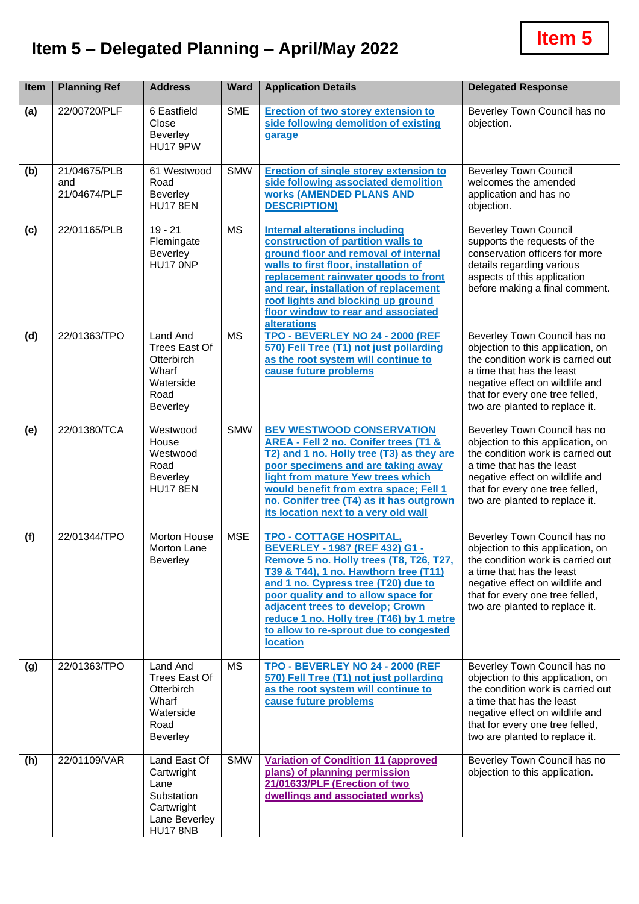# Item 5 – Delegated Planning – April/May 2022

**Item 5**

| Item | Planning Ref | Address | Ward | Application Details | Delegated Response |
|---|---|---|---|---|---|
| (a) | 22/00720/PLF | 6 Eastfield Close Beverley HU17 9PW | SME | **Erection of two storey extension to side following demolition of existing garage** | Beverley Town Council has no objection. |
| (b) | 21/04675/PLB and 21/04674/PLF | 61 Westwood Road Beverley HU17 8EN | SMW | **Erection of single storey extension to side following associated demolition works (AMENDED PLANS AND DESCRIPTION)** | Beverley Town Council welcomes the amended application and has no objection. |
| (c) | 22/01165/PLB | 19 - 21 Flemingate Beverley HU17 0NP | MS | **Internal alterations including construction of partition walls to ground floor and removal of internal walls to first floor, installation of replacement rainwater goods to front and rear, installation of replacement roof lights and blocking up ground floor window to rear and associated alterations** | Beverley Town Council supports the requests of the conservation officers for more details regarding various aspects of this application before making a final comment. |
| (d) | 22/01363/TPO | Land And Trees East Of Otterbirch Wharf Waterside Road Beverley | MS | **TPO - BEVERLEY NO 24 - 2000 (REF 570) Fell Tree (T1) not just pollarding as the root system will continue to cause future problems** | Beverley Town Council has no objection to this application, on the condition work is carried out a time that has the least negative effect on wildlife and that for every one tree felled, two are planted to replace it. |
| (e) | 22/01380/TCA | Westwood House Westwood Road Beverley HU17 8EN | SMW | **BEV WESTWOOD CONSERVATION AREA - Fell 2 no. Conifer trees (T1 & T2) and 1 no. Holly tree (T3) as they are poor specimens and are taking away light from mature Yew trees which would benefit from extra space; Fell 1 no. Conifer tree (T4) as it has outgrown its location next to a very old wall** | Beverley Town Council has no objection to this application, on the condition work is carried out a time that has the least negative effect on wildlife and that for every one tree felled, two are planted to replace it. |
| (f) | 22/01344/TPO | Morton House Morton Lane Beverley | MSE | **TPO - COTTAGE HOSPITAL, BEVERLEY - 1987 (REF 432) G1 - Remove 5 no. Holly trees (T8, T26, T27, T39 & T44), 1 no. Hawthorn tree (T11) and 1 no. Cypress tree (T20) due to poor quality and to allow space for adjacent trees to develop; Crown reduce 1 no. Holly tree (T46) by 1 metre to allow to re-sprout due to congested location** | Beverley Town Council has no objection to this application, on the condition work is carried out a time that has the least negative effect on wildlife and that for every one tree felled, two are planted to replace it. |
| (g) | 22/01363/TPO | Land And Trees East Of Otterbirch Wharf Waterside Road Beverley | MS | **TPO - BEVERLEY NO 24 - 2000 (REF 570) Fell Tree (T1) not just pollarding as the root system will continue to cause future problems** | Beverley Town Council has no objection to this application, on the condition work is carried out a time that has the least negative effect on wildlife and that for every one tree felled, two are planted to replace it. |
| (h) | 22/01109/VAR | Land East Of Cartwright Lane Substation Cartwright Lane Beverley HU17 8NB | SMW | **Variation of Condition 11 (approved plans) of planning permission 21/01633/PLF (Erection of two dwellings and associated works)** | Beverley Town Council has no objection to this application. |